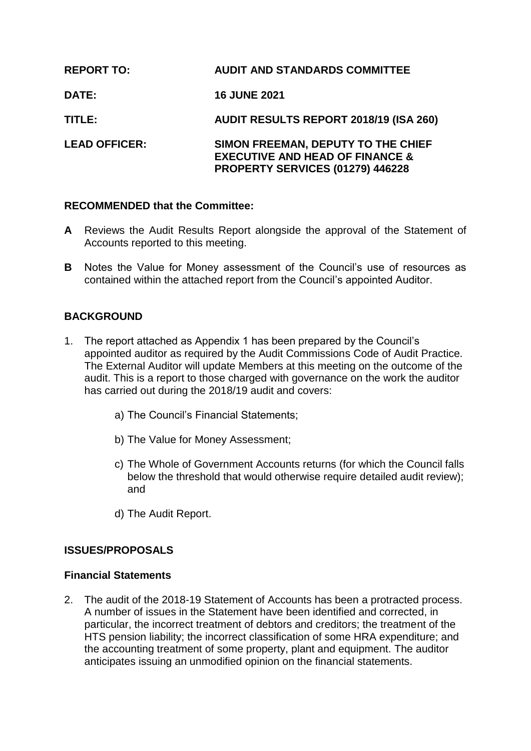| | |
|---|---|
| **REPORT TO:** | **AUDIT AND STANDARDS COMMITTEE** |
| **DATE:** | **16 JUNE 2021** |
| **TITLE:** | **AUDIT RESULTS REPORT 2018/19 (ISA 260)** |
| **LEAD OFFICER:** | **SIMON FREEMAN, DEPUTY TO THE CHIEF EXECUTIVE AND HEAD OF FINANCE & PROPERTY SERVICES (01279) 446228** |

**RECOMMENDED that the Committee:**

**A** Reviews the Audit Results Report alongside the approval of the Statement of Accounts reported to this meeting.

**B** Notes the Value for Money assessment of the Council's use of resources as contained within the attached report from the Council's appointed Auditor.

## BACKGROUND

1. The report attached as Appendix 1 has been prepared by the Council's appointed auditor as required by the Audit Commissions Code of Audit Practice. The External Auditor will update Members at this meeting on the outcome of the audit. This is a report to those charged with governance on the work the auditor has carried out during the 2018/19 audit and covers:

    a) The Council's Financial Statements;

    b) The Value for Money Assessment;

    c) The Whole of Government Accounts returns (for which the Council falls below the threshold that would otherwise require detailed audit review); and

    d) The Audit Report.

## ISSUES/PROPOSALS

### Financial Statements

2. The audit of the 2018-19 Statement of Accounts has been a protracted process. A number of issues in the Statement have been identified and corrected, in particular, the incorrect treatment of debtors and creditors; the treatment of the HTS pension liability; the incorrect classification of some HRA expenditure; and the accounting treatment of some property, plant and equipment. The auditor anticipates issuing an unmodified opinion on the financial statements.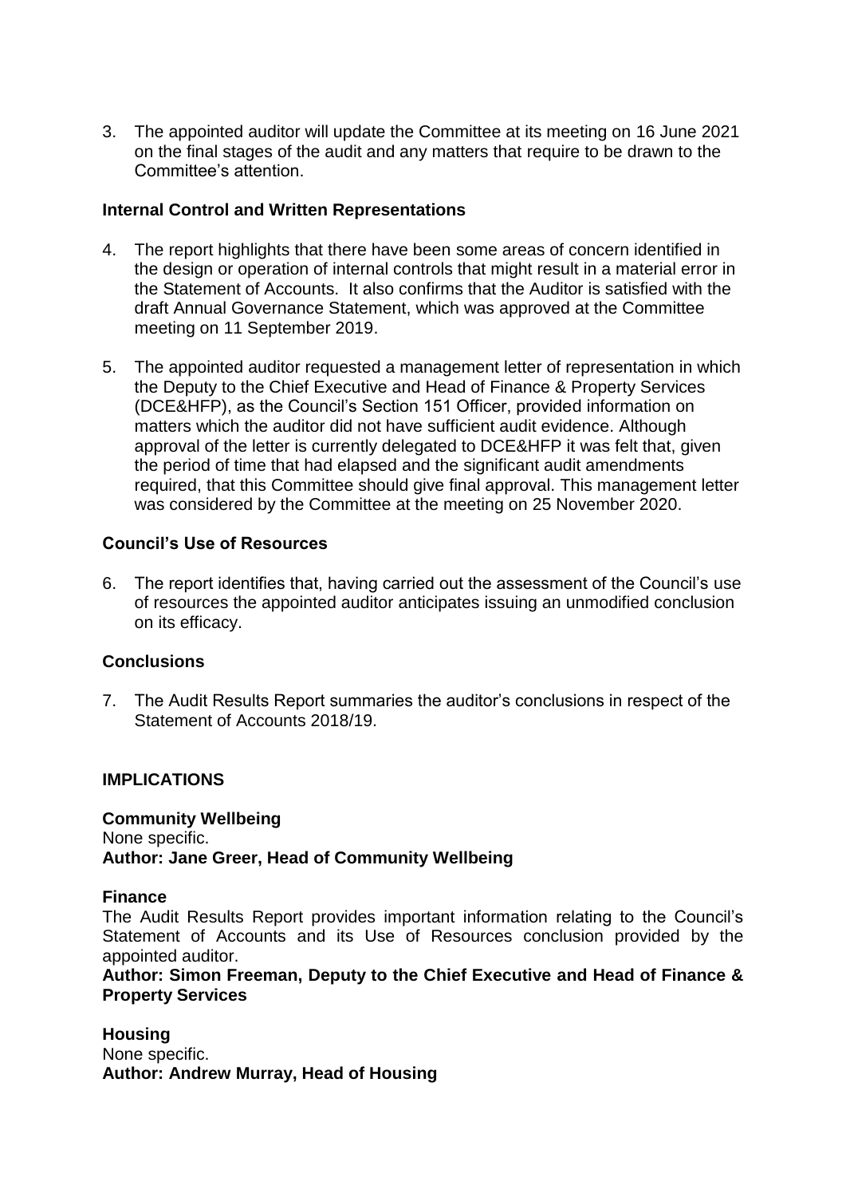3. The appointed auditor will update the Committee at its meeting on 16 June 2021 on the final stages of the audit and any matters that require to be drawn to the Committee's attention.

**Internal Control and Written Representations**

4. The report highlights that there have been some areas of concern identified in the design or operation of internal controls that might result in a material error in the Statement of Accounts. It also confirms that the Auditor is satisfied with the draft Annual Governance Statement, which was approved at the Committee meeting on 11 September 2019.

5. The appointed auditor requested a management letter of representation in which the Deputy to the Chief Executive and Head of Finance & Property Services (DCE&HFP), as the Council's Section 151 Officer, provided information on matters which the auditor did not have sufficient audit evidence. Although approval of the letter is currently delegated to DCE&HFP it was felt that, given the period of time that had elapsed and the significant audit amendments required, that this Committee should give final approval. This management letter was considered by the Committee at the meeting on 25 November 2020.

**Council's Use of Resources**

6. The report identifies that, having carried out the assessment of the Council's use of resources the appointed auditor anticipates issuing an unmodified conclusion on its efficacy.

**Conclusions**

7. The Audit Results Report summaries the auditor's conclusions in respect of the Statement of Accounts 2018/19.

**IMPLICATIONS**

**Community Wellbeing**
None specific.
**Author: Jane Greer, Head of Community Wellbeing**

**Finance**
The Audit Results Report provides important information relating to the Council's Statement of Accounts and its Use of Resources conclusion provided by the appointed auditor.
**Author: Simon Freeman, Deputy to the Chief Executive and Head of Finance & Property Services**

**Housing**
None specific.
**Author: Andrew Murray, Head of Housing**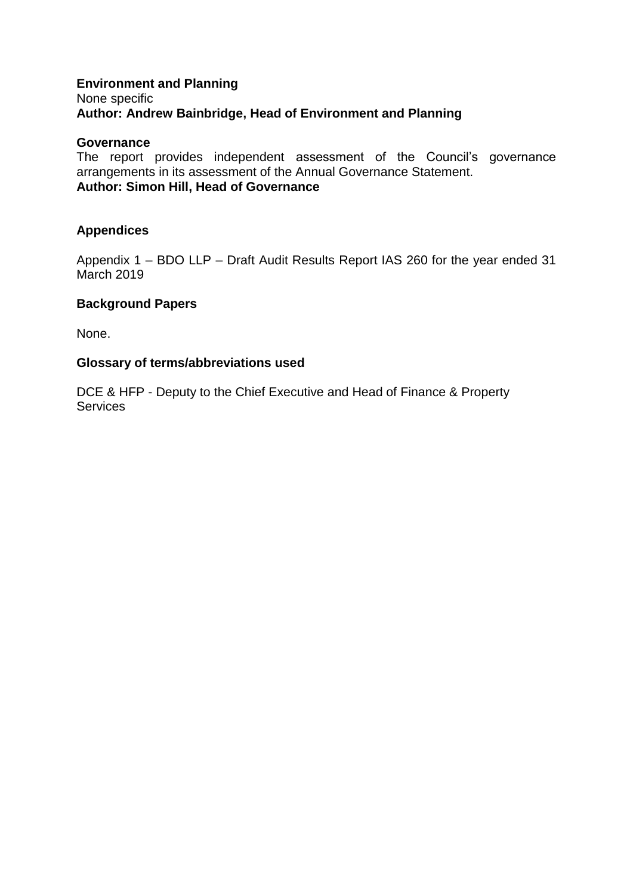**Environment and Planning**
None specific
**Author: Andrew Bainbridge, Head of Environment and Planning**

**Governance**
The report provides independent assessment of the Council's governance arrangements in its assessment of the Annual Governance Statement.
**Author: Simon Hill, Head of Governance**

## Appendices

Appendix 1 – BDO LLP – Draft Audit Results Report IAS 260 for the year ended 31 March 2019

## Background Papers

None.

## Glossary of terms/abbreviations used

DCE & HFP - Deputy to the Chief Executive and Head of Finance & Property Services